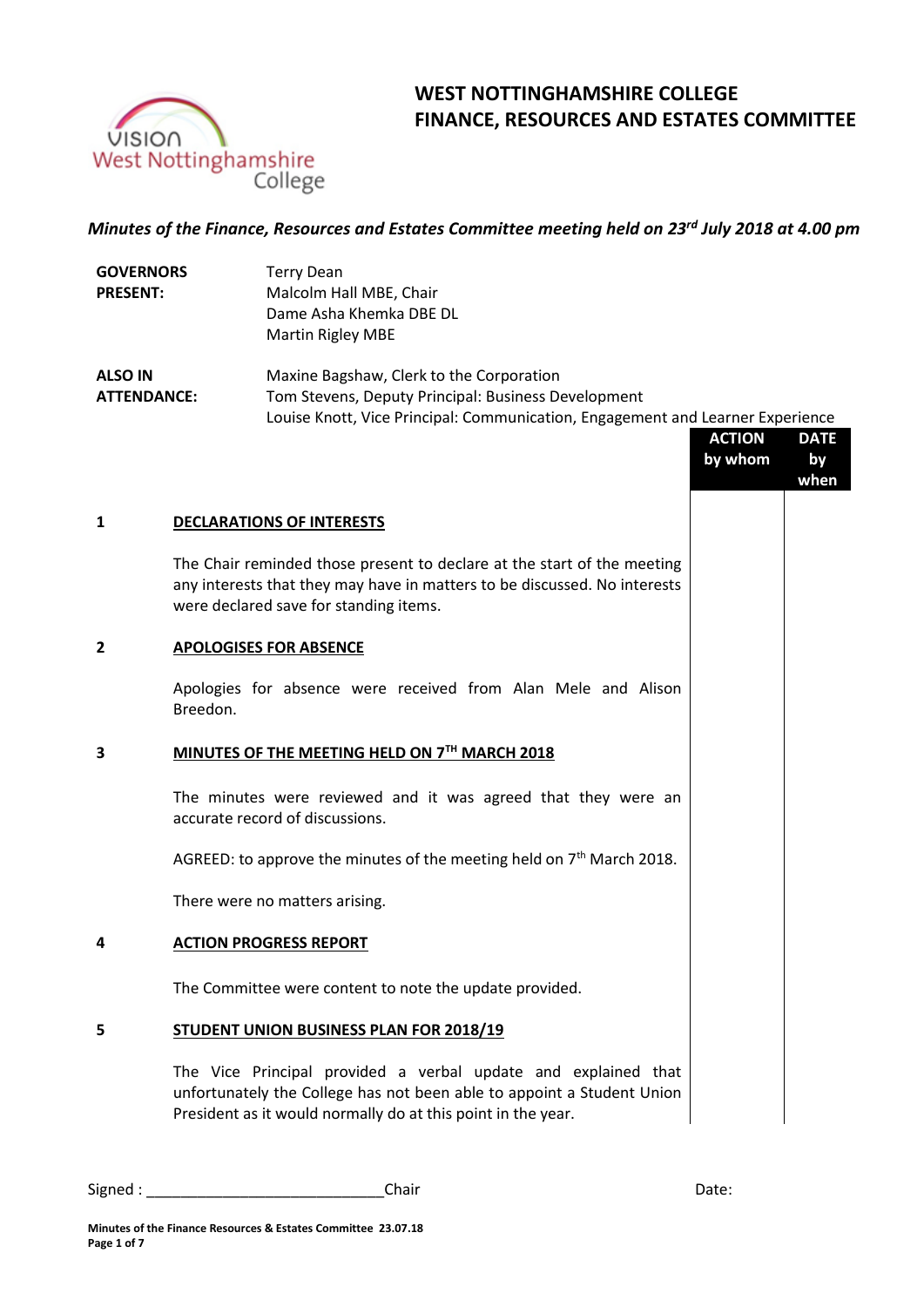# WEST NOTTINGHAMSHIRE COLLEGE
# FINANCE, RESOURCES AND ESTATES COMMITTEE

*Minutes of the Finance, Resources and Estates Committee meeting held on 23rd July 2018 at 4.00 pm*

| | |
|---|---|
| **GOVERNORS PRESENT:** | Terry Dean<br>Malcolm Hall MBE, Chair<br>Dame Asha Khemka DBE DL<br>Martin Rigley MBE |
| **ALSO IN ATTENDANCE:** | Maxine Bagshaw, Clerk to the Corporation<br>Tom Stevens, Deputy Principal: Business Development<br>Louise Knott, Vice Principal: Communication, Engagement and Learner Experience |

| | | ACTION by whom | DATE by when |
|---|---|---|---|
| **1** | **DECLARATIONS OF INTERESTS**<br><br>The Chair reminded those present to declare at the start of the meeting any interests that they may have in matters to be discussed. No interests were declared save for standing items. | | |
| **2** | **APOLOGISES FOR ABSENCE**<br><br>Apologies for absence were received from Alan Mele and Alison Breedon. | | |
| **3** | **MINUTES OF THE MEETING HELD ON 7TH MARCH 2018**<br><br>The minutes were reviewed and it was agreed that they were an accurate record of discussions.<br><br>AGREED: to approve the minutes of the meeting held on 7th March 2018.<br><br>There were no matters arising. | | |
| **4** | **ACTION PROGRESS REPORT**<br><br>The Committee were content to note the update provided. | | |
| **5** | **STUDENT UNION BUSINESS PLAN FOR 2018/19**<br><br>The Vice Principal provided a verbal update and explained that unfortunately the College has not been able to appoint a Student Union President as it would normally do at this point in the year. | | |

Signed : ____________________________Chair                    Date: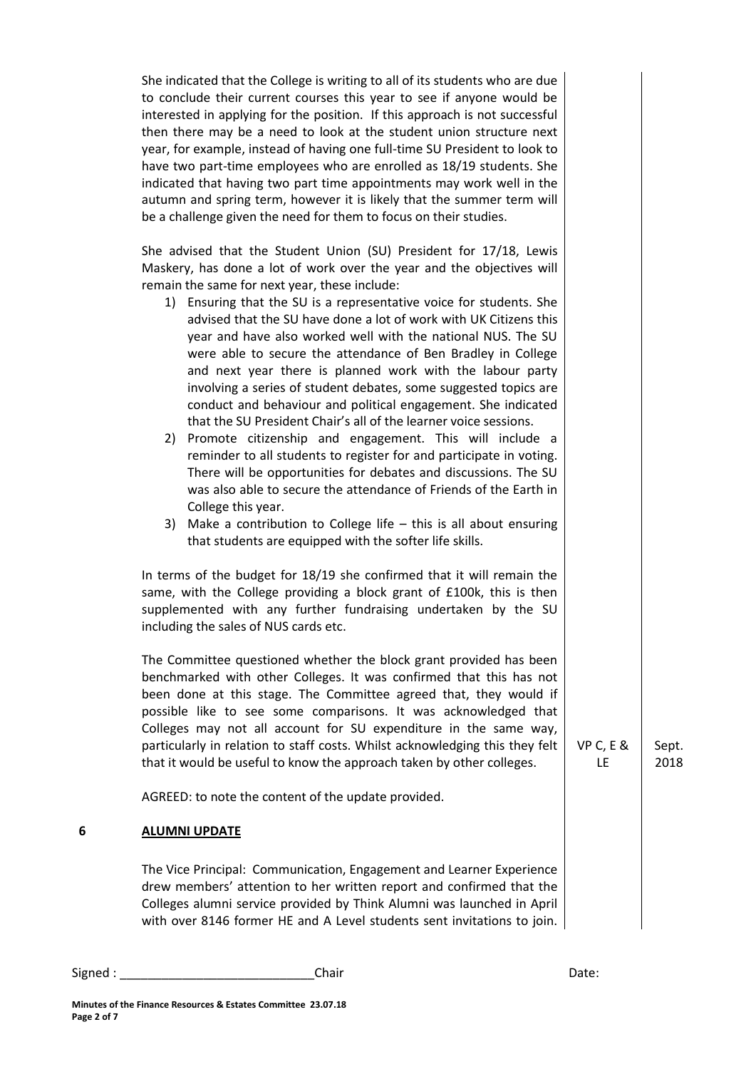She indicated that the College is writing to all of its students who are due to conclude their current courses this year to see if anyone would be interested in applying for the position. If this approach is not successful then there may be a need to look at the student union structure next year, for example, instead of having one full-time SU President to look to have two part-time employees who are enrolled as 18/19 students. She indicated that having two part time appointments may work well in the autumn and spring term, however it is likely that the summer term will be a challenge given the need for them to focus on their studies.

She advised that the Student Union (SU) President for 17/18, Lewis Maskery, has done a lot of work over the year and the objectives will remain the same for next year, these include:

1) Ensuring that the SU is a representative voice for students. She advised that the SU have done a lot of work with UK Citizens this year and have also worked well with the national NUS. The SU were able to secure the attendance of Ben Bradley in College and next year there is planned work with the labour party involving a series of student debates, some suggested topics are conduct and behaviour and political engagement. She indicated that the SU President Chair's all of the learner voice sessions.
2) Promote citizenship and engagement. This will include a reminder to all students to register for and participate in voting. There will be opportunities for debates and discussions. The SU was also able to secure the attendance of Friends of the Earth in College this year.
3) Make a contribution to College life – this is all about ensuring that students are equipped with the softer life skills.

In terms of the budget for 18/19 she confirmed that it will remain the same, with the College providing a block grant of £100k, this is then supplemented with any further fundraising undertaken by the SU including the sales of NUS cards etc.

The Committee questioned whether the block grant provided has been benchmarked with other Colleges. It was confirmed that this has not been done at this stage. The Committee agreed that, they would if possible like to see some comparisons. It was acknowledged that Colleges may not all account for SU expenditure in the same way, particularly in relation to staff costs. Whilst acknowledging this they felt that it would be useful to know the approach taken by other colleges. — **VP C, E & LE** — **Sept. 2018**

AGREED: to note the content of the update provided.

## 6 ALUMNI UPDATE

The Vice Principal: Communication, Engagement and Learner Experience drew members' attention to her written report and confirmed that the Colleges alumni service provided by Think Alumni was launched in April with over 8146 former HE and A Level students sent invitations to join.

Signed : ____________________________Chair Date: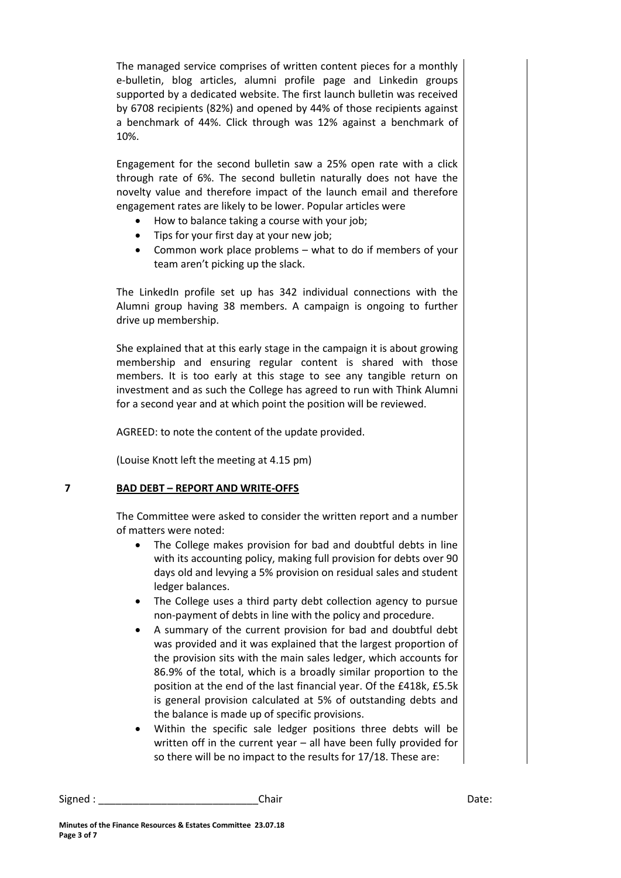The managed service comprises of written content pieces for a monthly e-bulletin, blog articles, alumni profile page and Linkedin groups supported by a dedicated website. The first launch bulletin was received by 6708 recipients (82%) and opened by 44% of those recipients against a benchmark of 44%. Click through was 12% against a benchmark of 10%.

Engagement for the second bulletin saw a 25% open rate with a click through rate of 6%. The second bulletin naturally does not have the novelty value and therefore impact of the launch email and therefore engagement rates are likely to be lower. Popular articles were

- How to balance taking a course with your job;
- Tips for your first day at your new job;
- Common work place problems – what to do if members of your team aren't picking up the slack.

The LinkedIn profile set up has 342 individual connections with the Alumni group having 38 members. A campaign is ongoing to further drive up membership.

She explained that at this early stage in the campaign it is about growing membership and ensuring regular content is shared with those members. It is too early at this stage to see any tangible return on investment and as such the College has agreed to run with Think Alumni for a second year and at which point the position will be reviewed.

AGREED: to note the content of the update provided.

(Louise Knott left the meeting at 4.15 pm)

## 7 BAD DEBT – REPORT AND WRITE-OFFS

The Committee were asked to consider the written report and a number of matters were noted:

- The College makes provision for bad and doubtful debts in line with its accounting policy, making full provision for debts over 90 days old and levying a 5% provision on residual sales and student ledger balances.
- The College uses a third party debt collection agency to pursue non-payment of debts in line with the policy and procedure.
- A summary of the current provision for bad and doubtful debt was provided and it was explained that the largest proportion of the provision sits with the main sales ledger, which accounts for 86.9% of the total, which is a broadly similar proportion to the position at the end of the last financial year. Of the £418k, £5.5k is general provision calculated at 5% of outstanding debts and the balance is made up of specific provisions.
- Within the specific sale ledger positions three debts will be written off in the current year – all have been fully provided for so there will be no impact to the results for 17/18. These are:

Signed : ____________________________Chair Date:

**Minutes of the Finance Resources & Estates Committee 23.07.18**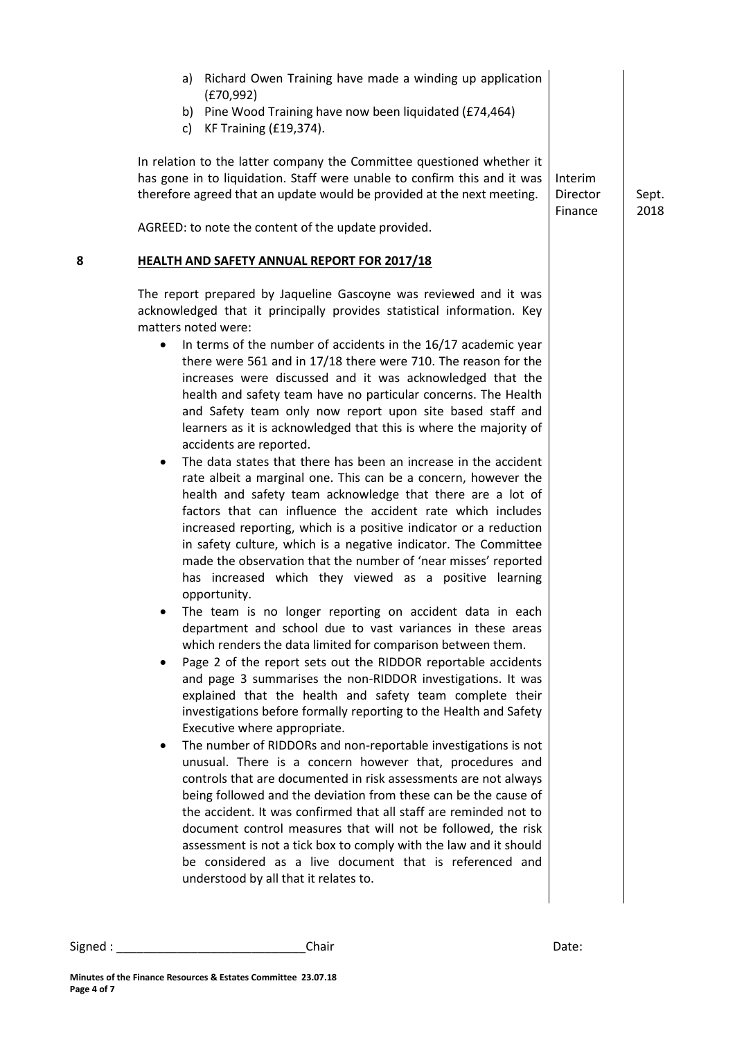a) Richard Owen Training have made a winding up application (£70,992)
b) Pine Wood Training have now been liquidated (£74,464)
c) KF Training (£19,374).

In relation to the latter company the Committee questioned whether it has gone in to liquidation. Staff were unable to confirm this and it was therefore agreed that an update would be provided at the next meeting. — Interim Director Finance — Sept. 2018

AGREED: to note the content of the update provided.

## 8 HEALTH AND SAFETY ANNUAL REPORT FOR 2017/18

The report prepared by Jaqueline Gascoyne was reviewed and it was acknowledged that it principally provides statistical information. Key matters noted were:

- In terms of the number of accidents in the 16/17 academic year there were 561 and in 17/18 there were 710. The reason for the increases were discussed and it was acknowledged that the health and safety team have no particular concerns. The Health and Safety team only now report upon site based staff and learners as it is acknowledged that this is where the majority of accidents are reported.
- The data states that there has been an increase in the accident rate albeit a marginal one. This can be a concern, however the health and safety team acknowledge that there are a lot of factors that can influence the accident rate which includes increased reporting, which is a positive indicator or a reduction in safety culture, which is a negative indicator. The Committee made the observation that the number of 'near misses' reported has increased which they viewed as a positive learning opportunity.
- The team is no longer reporting on accident data in each department and school due to vast variances in these areas which renders the data limited for comparison between them.
- Page 2 of the report sets out the RIDDOR reportable accidents and page 3 summarises the non-RIDDOR investigations. It was explained that the health and safety team complete their investigations before formally reporting to the Health and Safety Executive where appropriate.
- The number of RIDDORs and non-reportable investigations is not unusual. There is a concern however that, procedures and controls that are documented in risk assessments are not always being followed and the deviation from these can be the cause of the accident. It was confirmed that all staff are reminded not to document control measures that will not be followed, the risk assessment is not a tick box to comply with the law and it should be considered as a live document that is referenced and understood by all that it relates to.

Signed : ____________________________Chair Date:

**Minutes of the Finance Resources & Estates Committee 23.07.18**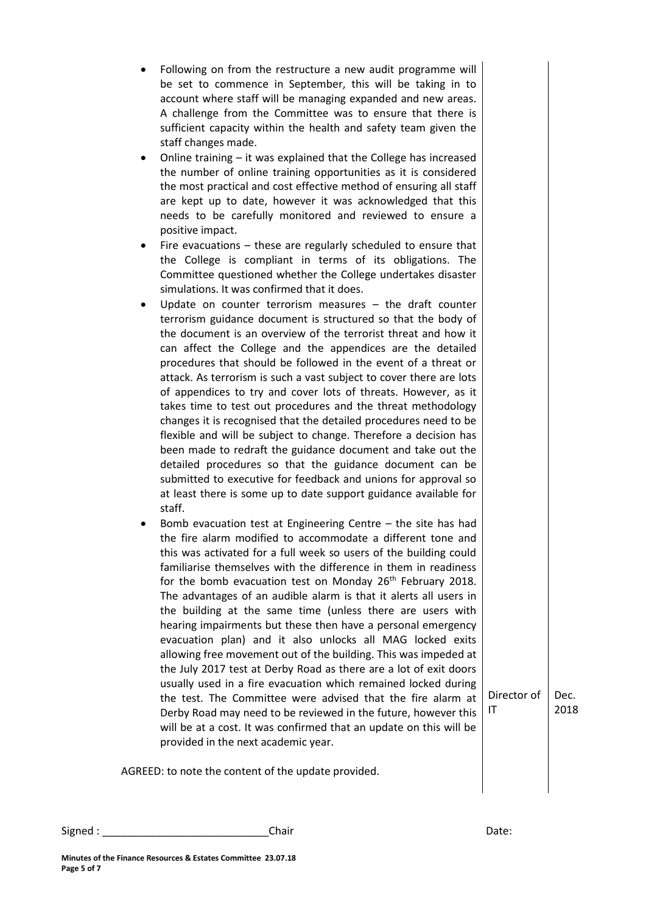- Following on from the restructure a new audit programme will be set to commence in September, this will be taking in to account where staff will be managing expanded and new areas. A challenge from the Committee was to ensure that there is sufficient capacity within the health and safety team given the staff changes made.
- Online training – it was explained that the College has increased the number of online training opportunities as it is considered the most practical and cost effective method of ensuring all staff are kept up to date, however it was acknowledged that this needs to be carefully monitored and reviewed to ensure a positive impact.
- Fire evacuations – these are regularly scheduled to ensure that the College is compliant in terms of its obligations. The Committee questioned whether the College undertakes disaster simulations. It was confirmed that it does.
- Update on counter terrorism measures – the draft counter terrorism guidance document is structured so that the body of the document is an overview of the terrorist threat and how it can affect the College and the appendices are the detailed procedures that should be followed in the event of a threat or attack. As terrorism is such a vast subject to cover there are lots of appendices to try and cover lots of threats. However, as it takes time to test out procedures and the threat methodology changes it is recognised that the detailed procedures need to be flexible and will be subject to change. Therefore a decision has been made to redraft the guidance document and take out the detailed procedures so that the guidance document can be submitted to executive for feedback and unions for approval so at least there is some up to date support guidance available for staff.
- Bomb evacuation test at Engineering Centre – the site has had the fire alarm modified to accommodate a different tone and this was activated for a full week so users of the building could familiarise themselves with the difference in them in readiness for the bomb evacuation test on Monday 26th February 2018. The advantages of an audible alarm is that it alerts all users in the building at the same time (unless there are users with hearing impairments but these then have a personal emergency evacuation plan) and it also unlocks all MAG locked exits allowing free movement out of the building. This was impeded at the July 2017 test at Derby Road as there are a lot of exit doors usually used in a fire evacuation which remained locked during the test. The Committee were advised that the fire alarm at Derby Road may need to be reviewed in the future, however this will be at a cost. It was confirmed that an update on this will be provided in the next academic year. — **Director of IT** — **Dec. 2018**

AGREED: to note the content of the update provided.

Signed : ____________________________ Chair Date: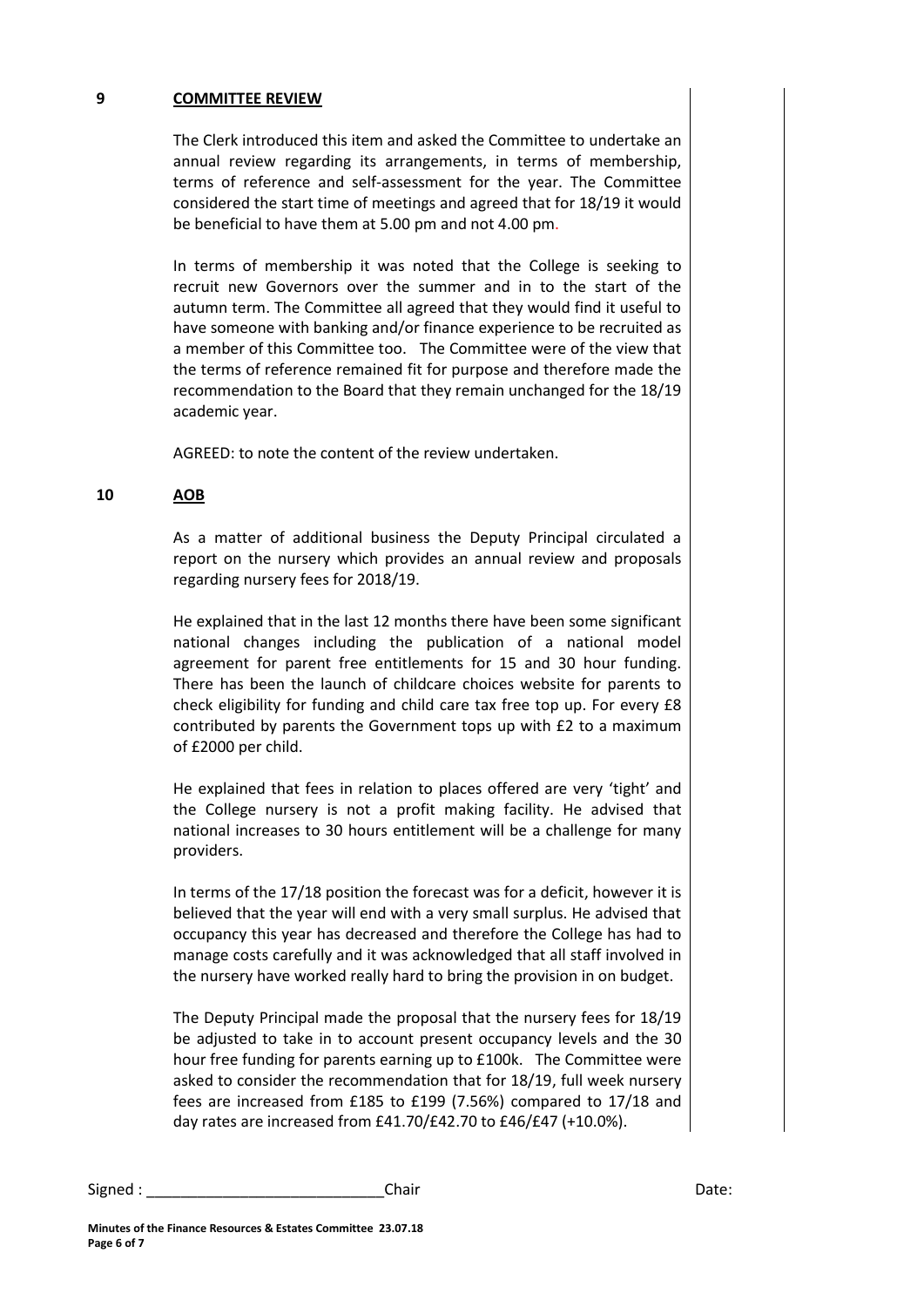**9 COMMITTEE REVIEW**

The Clerk introduced this item and asked the Committee to undertake an annual review regarding its arrangements, in terms of membership, terms of reference and self-assessment for the year. The Committee considered the start time of meetings and agreed that for 18/19 it would be beneficial to have them at 5.00 pm and not 4.00 pm.

In terms of membership it was noted that the College is seeking to recruit new Governors over the summer and in to the start of the autumn term. The Committee all agreed that they would find it useful to have someone with banking and/or finance experience to be recruited as a member of this Committee too. The Committee were of the view that the terms of reference remained fit for purpose and therefore made the recommendation to the Board that they remain unchanged for the 18/19 academic year.

AGREED: to note the content of the review undertaken.

**10 AOB**

As a matter of additional business the Deputy Principal circulated a report on the nursery which provides an annual review and proposals regarding nursery fees for 2018/19.

He explained that in the last 12 months there have been some significant national changes including the publication of a national model agreement for parent free entitlements for 15 and 30 hour funding. There has been the launch of childcare choices website for parents to check eligibility for funding and child care tax free top up. For every £8 contributed by parents the Government tops up with £2 to a maximum of £2000 per child.

He explained that fees in relation to places offered are very 'tight' and the College nursery is not a profit making facility. He advised that national increases to 30 hours entitlement will be a challenge for many providers.

In terms of the 17/18 position the forecast was for a deficit, however it is believed that the year will end with a very small surplus. He advised that occupancy this year has decreased and therefore the College has had to manage costs carefully and it was acknowledged that all staff involved in the nursery have worked really hard to bring the provision in on budget.

The Deputy Principal made the proposal that the nursery fees for 18/19 be adjusted to take in to account present occupancy levels and the 30 hour free funding for parents earning up to £100k. The Committee were asked to consider the recommendation that for 18/19, full week nursery fees are increased from £185 to £199 (7.56%) compared to 17/18 and day rates are increased from £41.70/£42.70 to £46/£47 (+10.0%).

Signed : ____________________________Chair Date:

**Minutes of the Finance Resources & Estates Committee 23.07.18**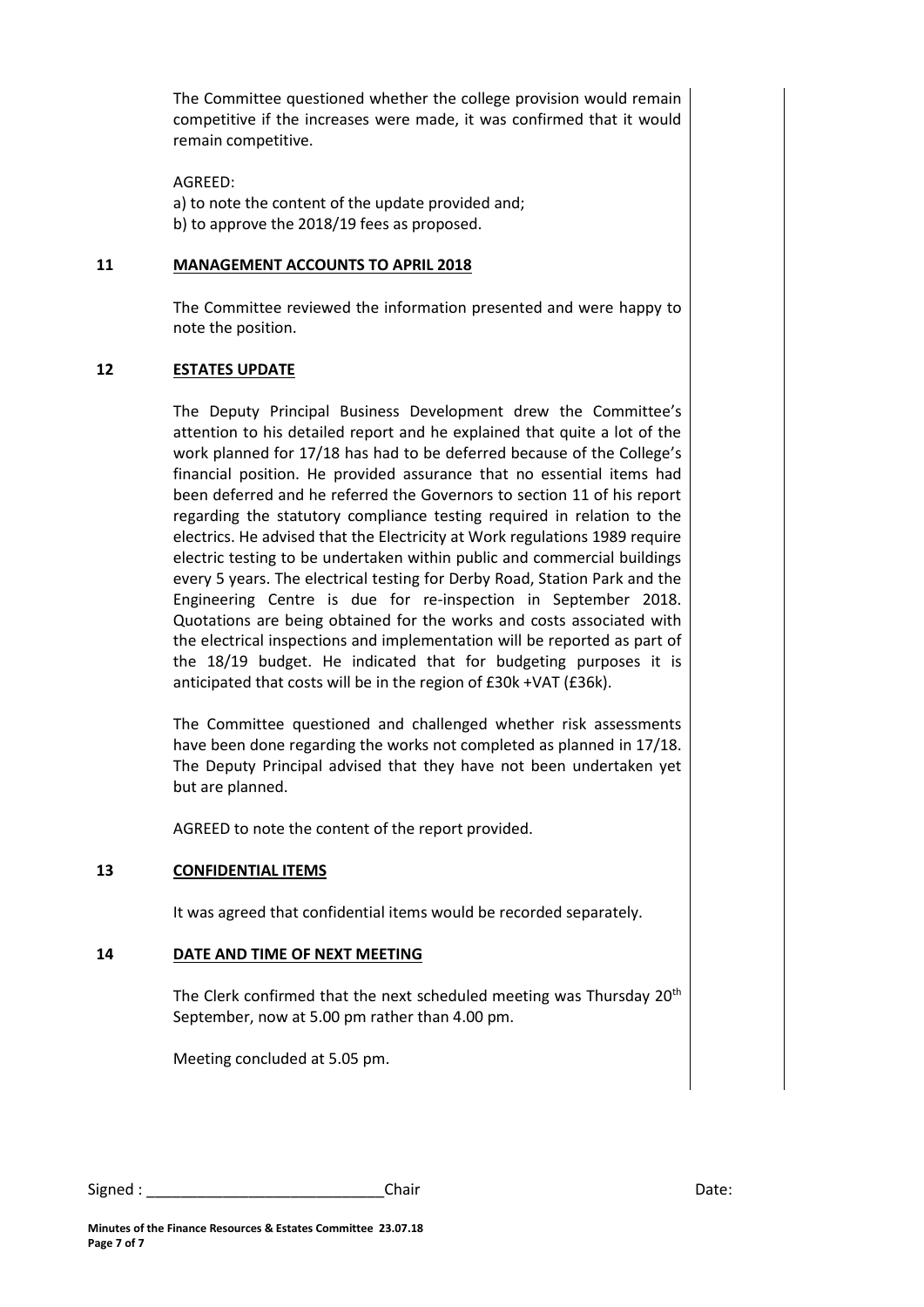The Committee questioned whether the college provision would remain competitive if the increases were made, it was confirmed that it would remain competitive.

AGREED:
a) to note the content of the update provided and;
b) to approve the 2018/19 fees as proposed.

## 11 MANAGEMENT ACCOUNTS TO APRIL 2018

The Committee reviewed the information presented and were happy to note the position.

## 12 ESTATES UPDATE

The Deputy Principal Business Development drew the Committee's attention to his detailed report and he explained that quite a lot of the work planned for 17/18 has had to be deferred because of the College's financial position. He provided assurance that no essential items had been deferred and he referred the Governors to section 11 of his report regarding the statutory compliance testing required in relation to the electrics. He advised that the Electricity at Work regulations 1989 require electric testing to be undertaken within public and commercial buildings every 5 years. The electrical testing for Derby Road, Station Park and the Engineering Centre is due for re-inspection in September 2018. Quotations are being obtained for the works and costs associated with the electrical inspections and implementation will be reported as part of the 18/19 budget. He indicated that for budgeting purposes it is anticipated that costs will be in the region of £30k +VAT (£36k).

The Committee questioned and challenged whether risk assessments have been done regarding the works not completed as planned in 17/18. The Deputy Principal advised that they have not been undertaken yet but are planned.

AGREED to note the content of the report provided.

## 13 CONFIDENTIAL ITEMS

It was agreed that confidential items would be recorded separately.

## 14 DATE AND TIME OF NEXT MEETING

The Clerk confirmed that the next scheduled meeting was Thursday 20th September, now at 5.00 pm rather than 4.00 pm.

Meeting concluded at 5.05 pm.

Signed : ____________________________Chair Date:

**Minutes of the Finance Resources & Estates Committee 23.07.18**